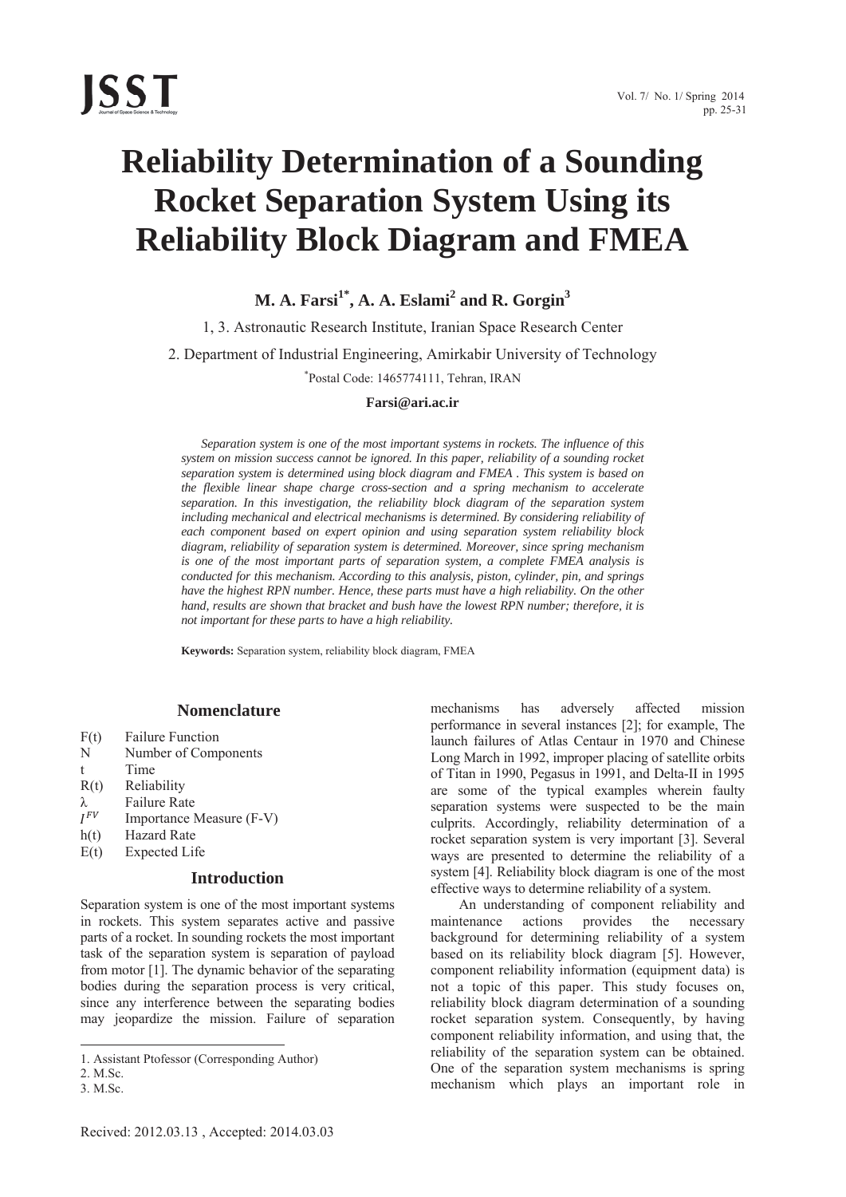# Reliability Determination of a Sounding Rocket Separation System Using its Reliability Block Diagram and FMEA

**M. A. Farsi[1*], A. A. Eslami[2] and R. Gorgin[3]**

1, 3. Astronautic Research Institute, Iranian Space Research Center

2. Department of Industrial Engineering, Amirkabir University of Technology

*Postal Code: 1465774111, Tehran, IRAN

**Farsi@ari.ac.ir**

*Separation system is one of the most important systems in rockets. The influence of this system on mission success cannot be ignored. In this paper, reliability of a sounding rocket separation system is determined using block diagram and FMEA . This system is based on the flexible linear shape charge cross-section and a spring mechanism to accelerate separation. In this investigation, the reliability block diagram of the separation system including mechanical and electrical mechanisms is determined. By considering reliability of each component based on expert opinion and using separation system reliability block diagram, reliability of separation system is determined. Moreover, since spring mechanism is one of the most important parts of separation system, a complete FMEA analysis is conducted for this mechanism. According to this analysis, piston, cylinder, pin, and springs have the highest RPN number. Hence, these parts must have a high reliability. On the other hand, results are shown that bracket and bush have the lowest RPN number; therefore, it is not important for these parts to have a high reliability.*

**Keywords:** Separation system, reliability block diagram, FMEA

## Nomenclature

| | |
|---|---|
| F(t) | Failure Function |
| N | Number of Components |
| t | Time |
| R(t) | Reliability |
| $\lambda$ | Failure Rate |
| $I^{FV}$ | Importance Measure (F-V) |
| h(t) | Hazard Rate |
| E(t) | Expected Life |

## Introduction

Separation system is one of the most important systems in rockets. This system separates active and passive parts of a rocket. In sounding rockets the most important task of the separation system is separation of payload from motor [1]. The dynamic behavior of the separating bodies during the separation process is very critical, since any interference between the separating bodies may jeopardize the mission. Failure of separation mechanisms has adversely affected mission performance in several instances [2]; for example, The launch failures of Atlas Centaur in 1970 and Chinese Long March in 1992, improper placing of satellite orbits of Titan in 1990, Pegasus in 1991, and Delta-II in 1995 are some of the typical examples wherein faulty separation systems were suspected to be the main culprits. Accordingly, reliability determination of a rocket separation system is very important [3]. Several ways are presented to determine the reliability of a system [4]. Reliability block diagram is one of the most effective ways to determine reliability of a system.

An understanding of component reliability and maintenance actions provides the necessary background for determining reliability of a system based on its reliability block diagram [5]. However, component reliability information (equipment data) is not a topic of this paper. This study focuses on, reliability block diagram determination of a sounding rocket separation system. Consequently, by having component reliability information, and using that, the reliability of the separation system can be obtained. One of the separation system mechanisms is spring mechanism which plays an important role in

1. Assistant Ptofessor (Corresponding Author)
2. M.Sc.
3. M.Sc.

Recived: 2012.03.13 , Accepted: 2014.03.03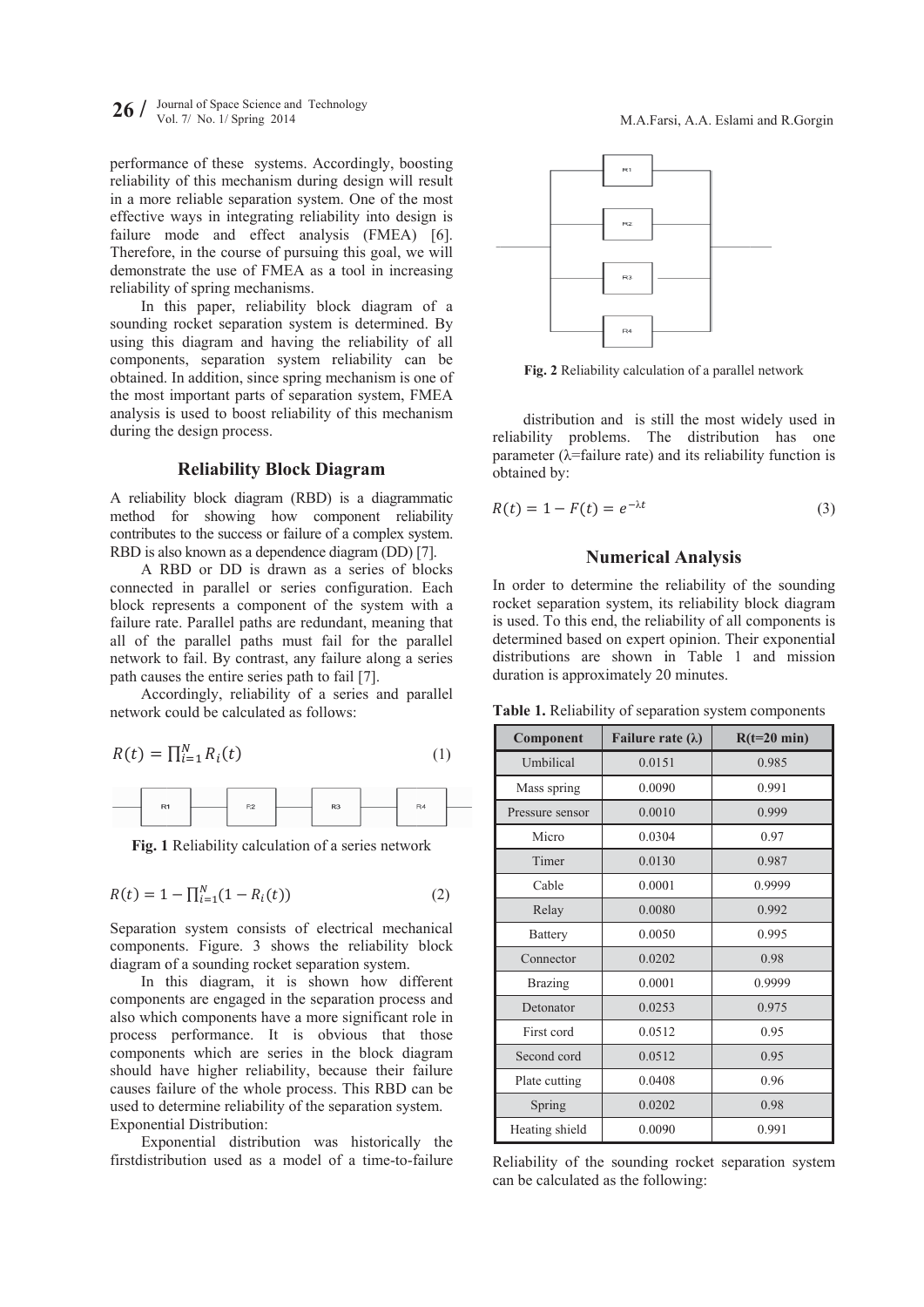performance of these systems. Accordingly, boosting reliability of this mechanism during design will result in a more reliable separation system. One of the most effective ways in integrating reliability into design is failure mode and effect analysis (FMEA) [6]. Therefore, in the course of pursuing this goal, we will demonstrate the use of FMEA as a tool in increasing reliability of spring mechanisms.

In this paper, reliability block diagram of a sounding rocket separation system is determined. By using this diagram and having the reliability of all components, separation system reliability can be obtained. In addition, since spring mechanism is one of the most important parts of separation system, FMEA analysis is used to boost reliability of this mechanism during the design process.

## Reliability Block Diagram

A reliability block diagram (RBD) is a diagrammatic method for showing how component reliability contributes to the success or failure of a complex system. RBD is also known as a dependence diagram (DD) [7].

A RBD or DD is drawn as a series of blocks connected in parallel or series configuration. Each block represents a component of the system with a failure rate. Parallel paths are redundant, meaning that all of the parallel paths must fail for the parallel network to fail. By contrast, any failure along a series path causes the entire series path to fail [7].

Accordingly, reliability of a series and parallel network could be calculated as follows:

$$R(t) = \prod_{i=1}^{N} R_i(t) \qquad (1)$$

**Fig. 1** Reliability calculation of a series network

$$R(t) = 1 - \prod_{i=1}^{N}(1 - R_i(t)) \qquad (2)$$

Separation system consists of electrical mechanical components. Figure. 3 shows the reliability block diagram of a sounding rocket separation system.

In this diagram, it is shown how different components are engaged in the separation process and also which components have a more significant role in process performance. It is obvious that those components which are series in the block diagram should have higher reliability, because their failure causes failure of the whole process. This RBD can be used to determine reliability of the separation system.

Exponential Distribution:

Exponential distribution was historically the firstdistribution used as a model of a time-to-failure

**Fig. 2** Reliability calculation of a parallel network

distribution and is still the most widely used in reliability problems. The distribution has one parameter ($\lambda$=failure rate) and its reliability function is obtained by:

$$R(t) = 1 - F(t) = e^{-\lambda t} \qquad (3)$$

## Numerical Analysis

In order to determine the reliability of the sounding rocket separation system, its reliability block diagram is used. To this end, the reliability of all components is determined based on expert opinion. Their exponential distributions are shown in Table 1 and mission duration is approximately 20 minutes.

**Table 1.** Reliability of separation system components

| Component | Failure rate ($\lambda$) | R(t=20 min) |
|---|---|---|
| Umbilical | 0.0151 | 0.985 |
| Mass spring | 0.0090 | 0.991 |
| Pressure sensor | 0.0010 | 0.999 |
| Micro | 0.0304 | 0.97 |
| Timer | 0.0130 | 0.987 |
| Cable | 0.0001 | 0.9999 |
| Relay | 0.0080 | 0.992 |
| Battery | 0.0050 | 0.995 |
| Connector | 0.0202 | 0.98 |
| Brazing | 0.0001 | 0.9999 |
| Detonator | 0.0253 | 0.975 |
| First cord | 0.0512 | 0.95 |
| Second cord | 0.0512 | 0.95 |
| Plate cutting | 0.0408 | 0.96 |
| Spring | 0.0202 | 0.98 |
| Heating shield | 0.0090 | 0.991 |

Reliability of the sounding rocket separation system can be calculated as the following: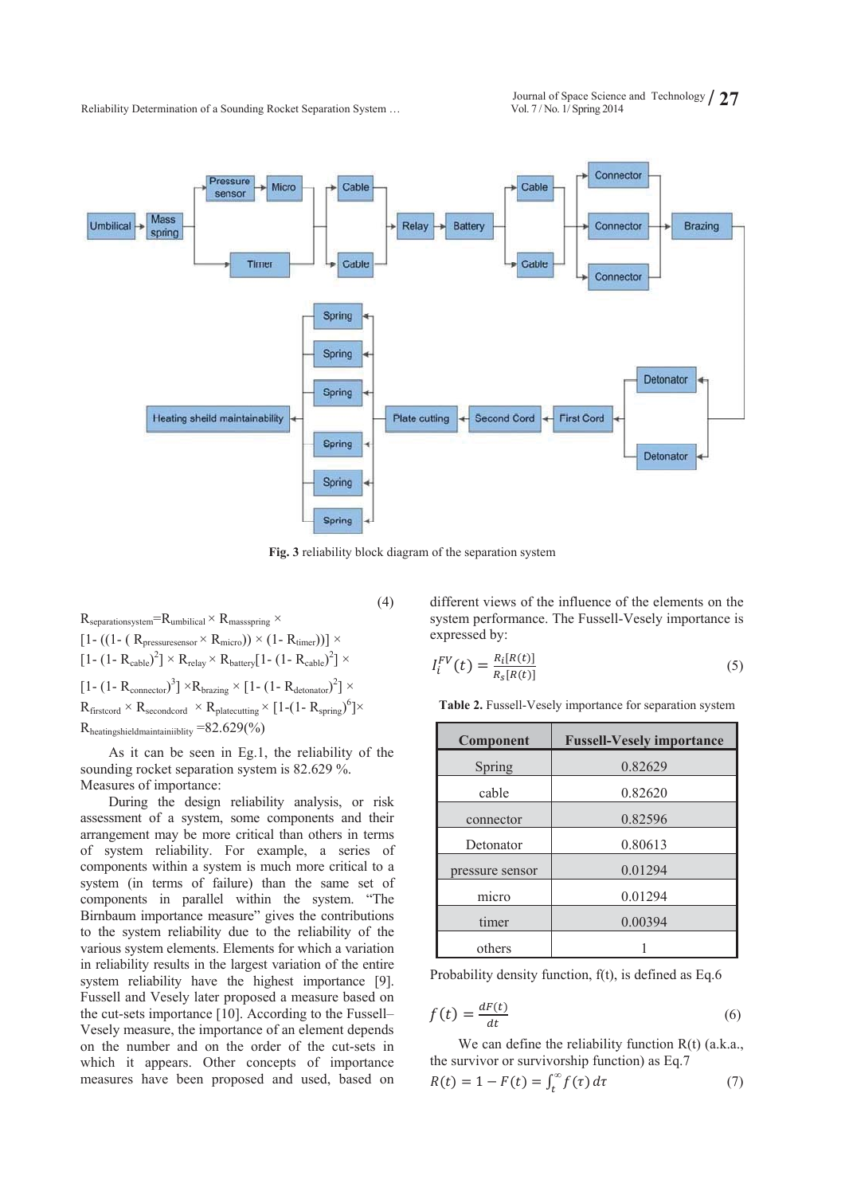**Fig. 3** reliability block diagram of the separation system

$$R_{separationsystem}=R_{umbilical} \times R_{massspring} \times [1-((1-(R_{pressuresensor} \times R_{micro})) \times (1-R_{timer}))] \times [1-(1-R_{cable})^2] \times R_{relay} \times R_{battery}[1-(1-R_{cable})^2] \times [1-(1-R_{connector})^3] \times R_{brazing} \times [1-(1-R_{detonator})^2] \times R_{firstcord} \times R_{secondcord} \times R_{platecutting} \times [1-(1-R_{spring})^6] \times R_{heatingshieldmaintainiiblity} = 82.629(\%) \quad (4)$$

As it can be seen in Eg.1, the reliability of the sounding rocket separation system is 82.629 %.

Measures of importance:

During the design reliability analysis, or risk assessment of a system, some components and their arrangement may be more critical than others in terms of system reliability. For example, a series of components within a system is much more critical to a system (in terms of failure) than the same set of components in parallel within the system. "The Birnbaum importance measure" gives the contributions to the system reliability due to the reliability of the various system elements. Elements for which a variation in reliability results in the largest variation of the entire system reliability have the highest importance [9]. Fussell and Vesely later proposed a measure based on the cut-sets importance [10]. According to the Fussell–Vesely measure, the importance of an element depends on the number and on the order of the cut-sets in which it appears. Other concepts of importance measures have been proposed and used, based on different views of the influence of the elements on the system performance. The Fussell-Vesely importance is expressed by:

$$I_i^{FV}(t) = \frac{R_i[R(t)]}{R_s[R(t)]} \quad (5)$$

**Table 2.** Fussell-Vesely importance for separation system

| Component | Fussell-Vesely importance |
|---|---|
| Spring | 0.82629 |
| cable | 0.82620 |
| connector | 0.82596 |
| Detonator | 0.80613 |
| pressure sensor | 0.01294 |
| micro | 0.01294 |
| timer | 0.00394 |
| others | 1 |

Probability density function, f(t), is defined as Eq.6

$$f(t) = \frac{dF(t)}{dt} \quad (6)$$

We can define the reliability function R(t) (a.k.a., the survivor or survivorship function) as Eq.7

$$R(t) = 1 - F(t) = \int_t^{\infty} f(\tau)\, d\tau \quad (7)$$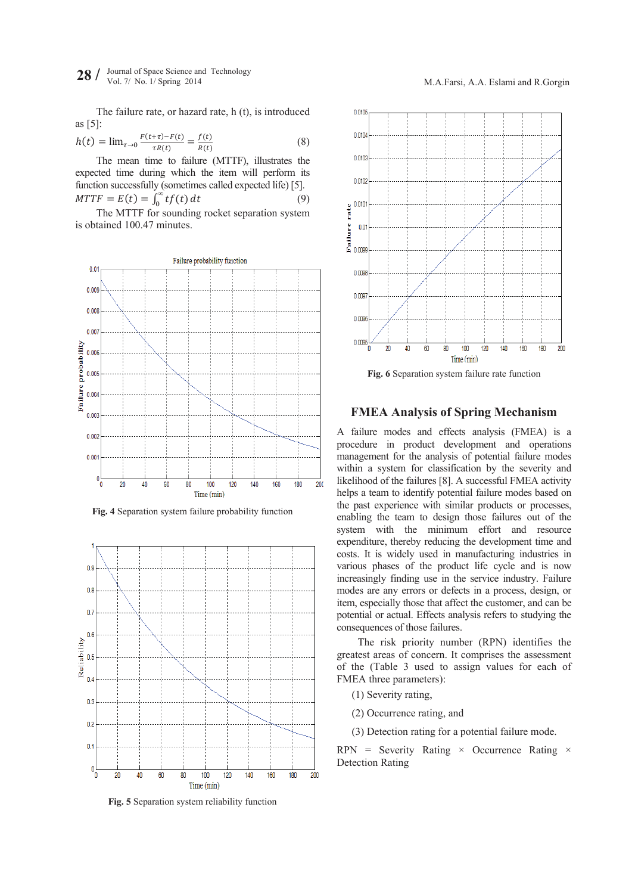The failure rate, or hazard rate, h (t), is introduced as [5]:

$$h(t) = \lim_{\tau \to 0} \frac{F(t+\tau) - F(t)}{\tau R(t)} = \frac{f(t)}{R(t)} \quad (8)$$

The mean time to failure (MTTF), illustrates the expected time during which the item will perform its function successfully (sometimes called expected life) [5].

$$MTTF = E(t) = \int_0^{\infty} t f(t)\, dt \quad (9)$$

The MTTF for sounding rocket separation system is obtained 100.47 minutes.

**Fig. 4** Separation system failure probability function

**Fig. 5** Separation system reliability function

**Fig. 6** Separation system failure rate function

## FMEA Analysis of Spring Mechanism

A failure modes and effects analysis (FMEA) is a procedure in product development and operations management for the analysis of potential failure modes within a system for classification by the severity and likelihood of the failures [8]. A successful FMEA activity helps a team to identify potential failure modes based on the past experience with similar products or processes, enabling the team to design those failures out of the system with the minimum effort and resource expenditure, thereby reducing the development time and costs. It is widely used in manufacturing industries in various phases of the product life cycle and is now increasingly finding use in the service industry. Failure modes are any errors or defects in a process, design, or item, especially those that affect the customer, and can be potential or actual. Effects analysis refers to studying the consequences of those failures.

The risk priority number (RPN) identifies the greatest areas of concern. It comprises the assessment of the (Table 3 used to assign values for each of FMEA three parameters):

(1) Severity rating,

(2) Occurrence rating, and

(3) Detection rating for a potential failure mode.

RPN = Severity Rating × Occurrence Rating × Detection Rating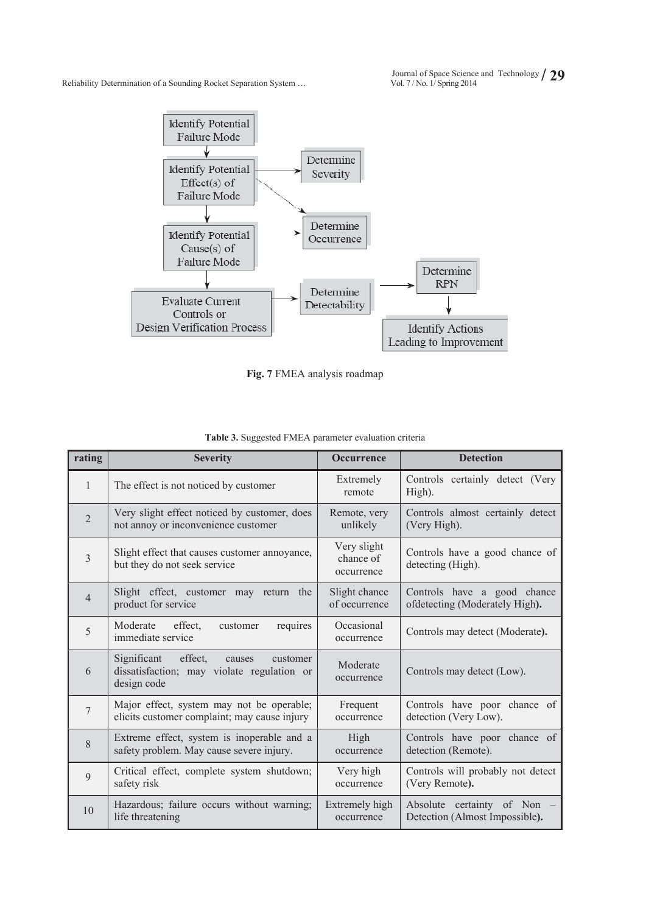**Fig. 7** FMEA analysis roadmap

**Table 3.** Suggested FMEA parameter evaluation criteria

| rating | Severity | Occurrence | Detection |
|---|---|---|---|
| 1 | The effect is not noticed by customer | Extremely remote | Controls certainly detect (Very High). |
| 2 | Very slight effect noticed by customer, does not annoy or inconvenience customer | Remote, very unlikely | Controls almost certainly detect (Very High). |
| 3 | Slight effect that causes customer annoyance, but they do not seek service | Very slight chance of occurrence | Controls have a good chance of detecting (High). |
| 4 | Slight effect, customer may return the product for service | Slight chance of occurrence | Controls have a good chance ofdetecting (Moderately High**).** |
| 5 | Moderate effect, customer requires immediate service | Occasional occurrence | Controls may detect (Moderate**).** |
| 6 | Significant effect, causes customer dissatisfaction; may violate regulation or design code | Moderate occurrence | Controls may detect (Low). |
| 7 | Major effect, system may not be operable; elicits customer complaint; may cause injury | Frequent occurrence | Controls have poor chance of detection (Very Low). |
| 8 | Extreme effect, system is inoperable and a safety problem. May cause severe injury. | High occurrence | Controls have poor chance of detection (Remote). |
| 9 | Critical effect, complete system shutdown; safety risk | Very high occurrence | Controls will probably not detect (Very Remote**).** |
| 10 | Hazardous; failure occurs without warning; life threatening | Extremely high occurrence | Absolute certainty of Non – Detection (Almost Impossible**).** |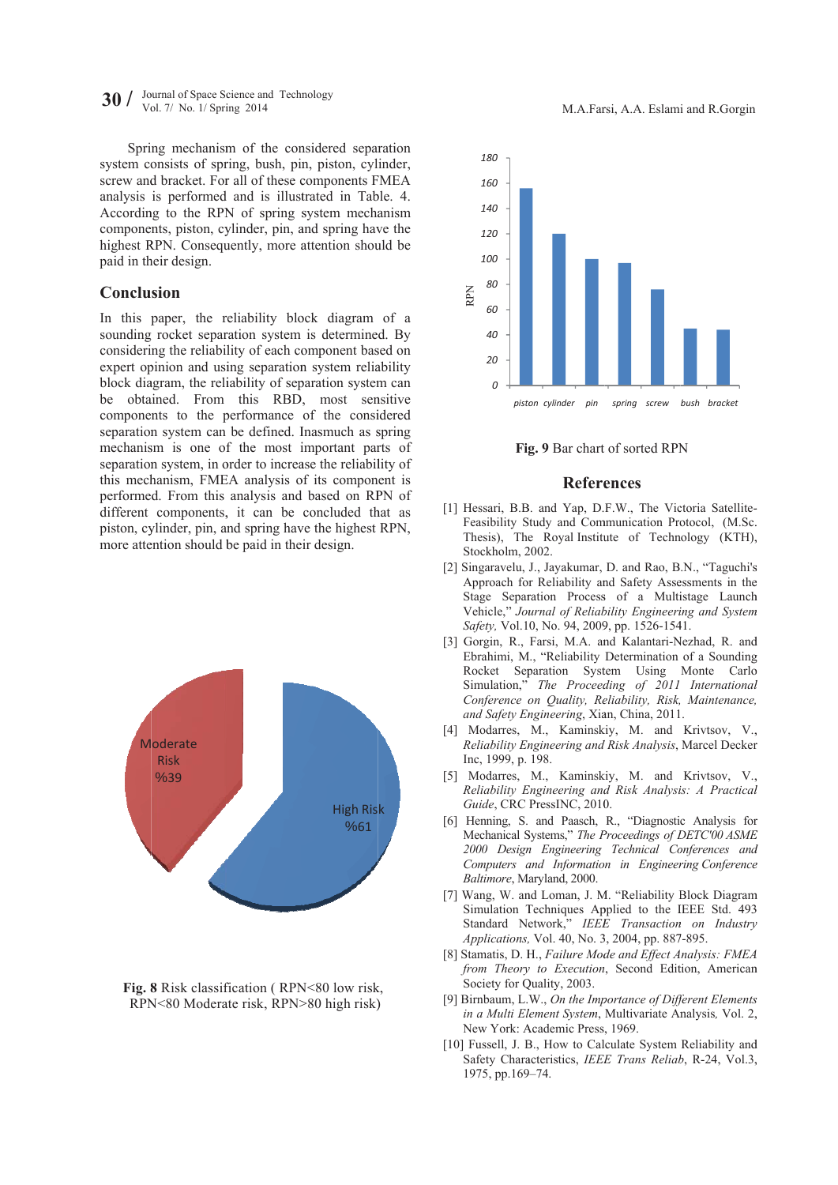Spring mechanism of the considered separation system consists of spring, bush, pin, piston, cylinder, screw and bracket. For all of these components FMEA analysis is performed and is illustrated in Table. 4. According to the RPN of spring system mechanism components, piston, cylinder, pin, and spring have the highest RPN. Consequently, more attention should be paid in their design.

## Conclusion

In this paper, the reliability block diagram of a sounding rocket separation system is determined. By considering the reliability of each component based on expert opinion and using separation system reliability block diagram, the reliability of separation system can be obtained. From this RBD, most sensitive components to the performance of the considered separation system can be defined. Inasmuch as spring mechanism is one of the most important parts of separation system, in order to increase the reliability of this mechanism, FMEA analysis of its component is performed. From this analysis and based on RPN of different components, it can be concluded that as piston, cylinder, pin, and spring have the highest RPN, more attention should be paid in their design.

**Fig. 8** Risk classification ( RPN<80 low risk, RPN<80 Moderate risk, RPN>80 high risk)

**Fig. 9** Bar chart of sorted RPN

## References

[1] Hessari, B.B. and Yap, D.F.W., The Victoria Satellite-Feasibility Study and Communication Protocol, (M.Sc. Thesis), The Royal Institute of Technology (KTH), Stockholm, 2002.

[2] Singaravelu, J., Jayakumar, D. and Rao, B.N., "Taguchi's Approach for Reliability and Safety Assessments in the Stage Separation Process of a Multistage Launch Vehicle," *Journal of Reliability Engineering and System Safety,* Vol.10, No. 94, 2009, pp. 1526-1541.

[3] Gorgin, R., Farsi, M.A. and Kalantari-Nezhad, R. and Ebrahimi, M., "Reliability Determination of a Sounding Rocket Separation System Using Monte Carlo Simulation," *The Proceeding of 2011 International Conference on Quality, Reliability, Risk, Maintenance, and Safety Engineering*, Xian, China, 2011.

[4] Modarres, M., Kaminskiy, M. and Krivtsov, V., *Reliability Engineering and Risk Analysis*, Marcel Decker Inc, 1999, p. 198.

[5] Modarres, M., Kaminskiy, M. and Krivtsov, V., *Reliability Engineering and Risk Analysis: A Practical Guide*, CRC PressINC, 2010.

[6] Henning, S. and Paasch, R., "Diagnostic Analysis for Mechanical Systems," *The Proceedings of DETC'00 ASME 2000 Design Engineering Technical Conferences and Computers and Information in Engineering Conference Baltimore*, Maryland, 2000.

[7] Wang, W. and Loman, J. M. "Reliability Block Diagram Simulation Techniques Applied to the IEEE Std. 493 Standard Network," *IEEE Transaction on Industry Applications,* Vol. 40, No. 3, 2004, pp. 887-895.

[8] Stamatis, D. H., *Failure Mode and Effect Analysis: FMEA from Theory to Execution*, Second Edition, American Society for Quality, 2003.

[9] Birnbaum, L.W., *On the Importance of Different Elements in a Multi Element System*, Multivariate Analysis*,* Vol. 2, New York: Academic Press, 1969.

[10] Fussell, J. B., How to Calculate System Reliability and Safety Characteristics, *IEEE Trans Reliab*, R-24, Vol.3, 1975, pp.169–74.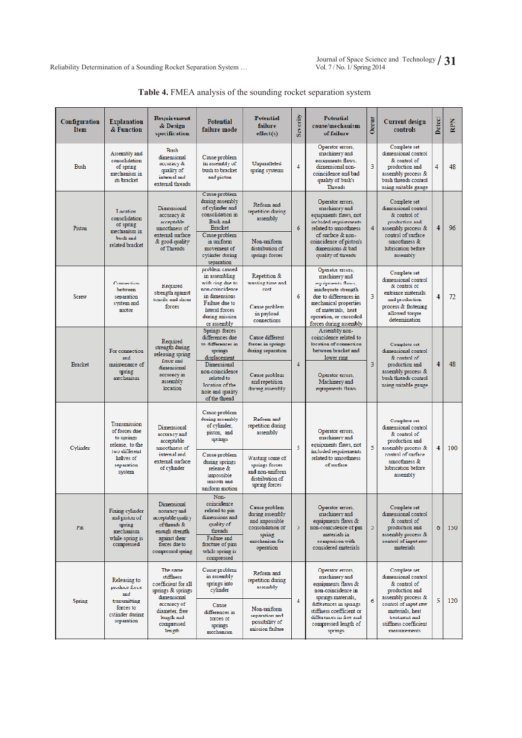**Table 4.** FMEA analysis of the sounding rocket separation system

| Configuration Item | Explanation & Function | Requirement & Design specification | Potential failure mode | Potential failure effect(s) | Severity | Potential cause/mechanism of failure | Occur | Current design controls | Detect | RPN |
|---|---|---|---|---|---|---|---|---|---|---|
| Bush | Assembly and consolidation of spring mechanism in its bracket | Bush dimensional accuracy & quality of internal and external threads | Cause problem in assembly of bush to bracket and piston | Unparalleled spring systems | 4 | Operator errors, machinery and equipments flaws, dimensional non-coincidence and bad quality of bush's Threads | 3 | Complete set dimensional control & control of production and assembly process & bush threads control using suitable gauge | 4 | 48 |
| Piston | Location consolidation of spring mechanism in bush and related bracket | Dimensional accuracy & acceptable smoothness of external surface & good quality of Threads | Cause problem during assembly of cylinder and consolidation in Bush and Bracket | Reform and repetition during assembly | 6 | Operator errors, machinery and equipments flaws, not included requirements related to smoothness of surface & non-coincidence of piston's dimensions & bad quality of threads | 4 | Complete set dimensional control & control of production and assembly process & control of surface smoothness & lubrication before assembly | 4 | 96 |
| | | | Cause problem in uniform movement of cylinder during separation | Non-uniform distribution of springs forces | | | | | | |
| Screw | Connection between separation system and motor | Required strength against tensile and shear forces | problem caused in assembling with ring due to non-coincidence in dimensions | Repetition & wasting time and cost | 6 | Operator errors, machinery and equipments flaws, inadequate strength due to differences in mechanical properties of materials, heat operation, or exceeded forces during assembly | 3 | Complete set dimensional control & control of entrance materials and production process & fastening allowed torque determination | 4 | 72 |
| | | | Failure due to lateral forces during mission or assembly | Cause problem in payload connections | | | | | | |
| Bracket | For connection and maintenance of spring mechanism | Required strength during releasing spring force and dimensional accuracy in assembly location | Springs forces differences due to differences in springs displacement | Cause different forces in springs during separation | 4 | Assembly non-coincidence related to location of connection between bracket and lower ring | 3 | Complete set dimensional control & control of production and assembly process & bush threads control using suitable gauge | 4 | 48 |
| | | | Dimensional non-coincidence related to location of the hole and quality of the thread | Cause problem and repetition during assembly | | Operator errors, Machinery and equipments flaws | | | | |
| Cylinder | Transmission of forces due to springs release, to the two different halves of separation system | Dimensional accuracy and acceptable smoothness of internal and external surface of cylinder | Cause problem during assembly of cylinder, piston, and springs | Reform and repetition during assembly | 5 | Operator errors, machinery and equipments flaws, not included requirements related to smoothness of surface | 5 | Complete set dimensional control & control of production and assembly process & control of surface smoothness & lubrication before assembly | 4 | 100 |
| | | | Cause problem during springs release & impossible smooth and uniform motion | Wasting some of springs forces and non-uniform distribution of spring forces | | | | | | |
| Pin | Fixing cylinder and piston of spring mechanism while spring is compressed | Dimensional accuracy and acceptable quality of threads & enough strength against shear forces due to compressed spring | Non-coincidence related to pin dimensions and quality of threads | Cause problem during assembly and impossible consolidation of spring mechanism for operation | 5 | Operator errors, machinery and equipments flaws & non-coincidence of pin materials in comparison with considered materials | 5 | Complete set dimensional control & control of production and assembly process & control of input raw materials | 6 | 150 |
| | | | Failure and fracture of pins while spring is compressed | | | | | | | |
| Spring | Releasing to produce force and transmitting forces to cylinder during separation | The same stiffness coefficient for all springs & springs dimensional accuracy of diameter, free length and compressed length | Cause problem in assembly springs into cylinder | Reform and repetition during assembly | 4 | Operator errors, machinery and equipments flaws & non-coincidence in springs materials, differences in springs stiffness coefficient or differences in free and compressed length of springs | 6 | Complete set dimensional control & control of production and assembly process & control of input raw materials, heat treatment and stiffness coefficient measurements | 5 | 120 |
| | | | Cause differences in forces of springs mechanism | Non-uniform separation and possibility of mission failure | | | | | | |